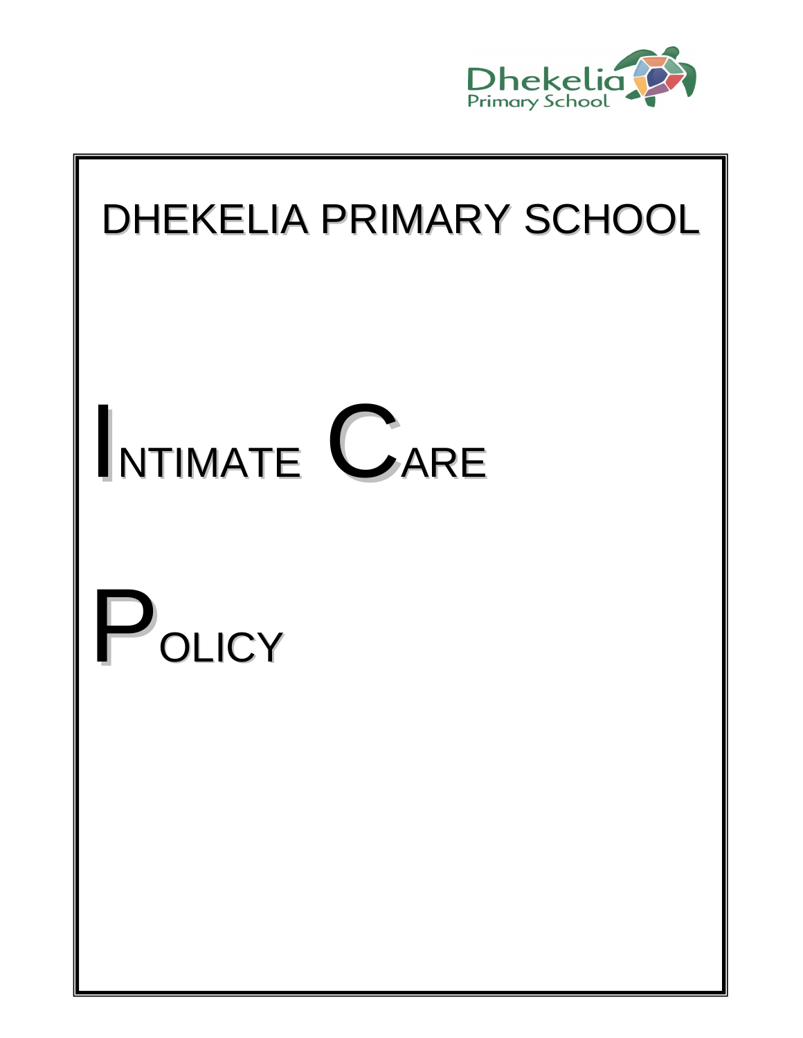Dhekelia Primary School

# DHEKELIA PRIMARY SCHOOL

# INTIMATE CARE

# POLICY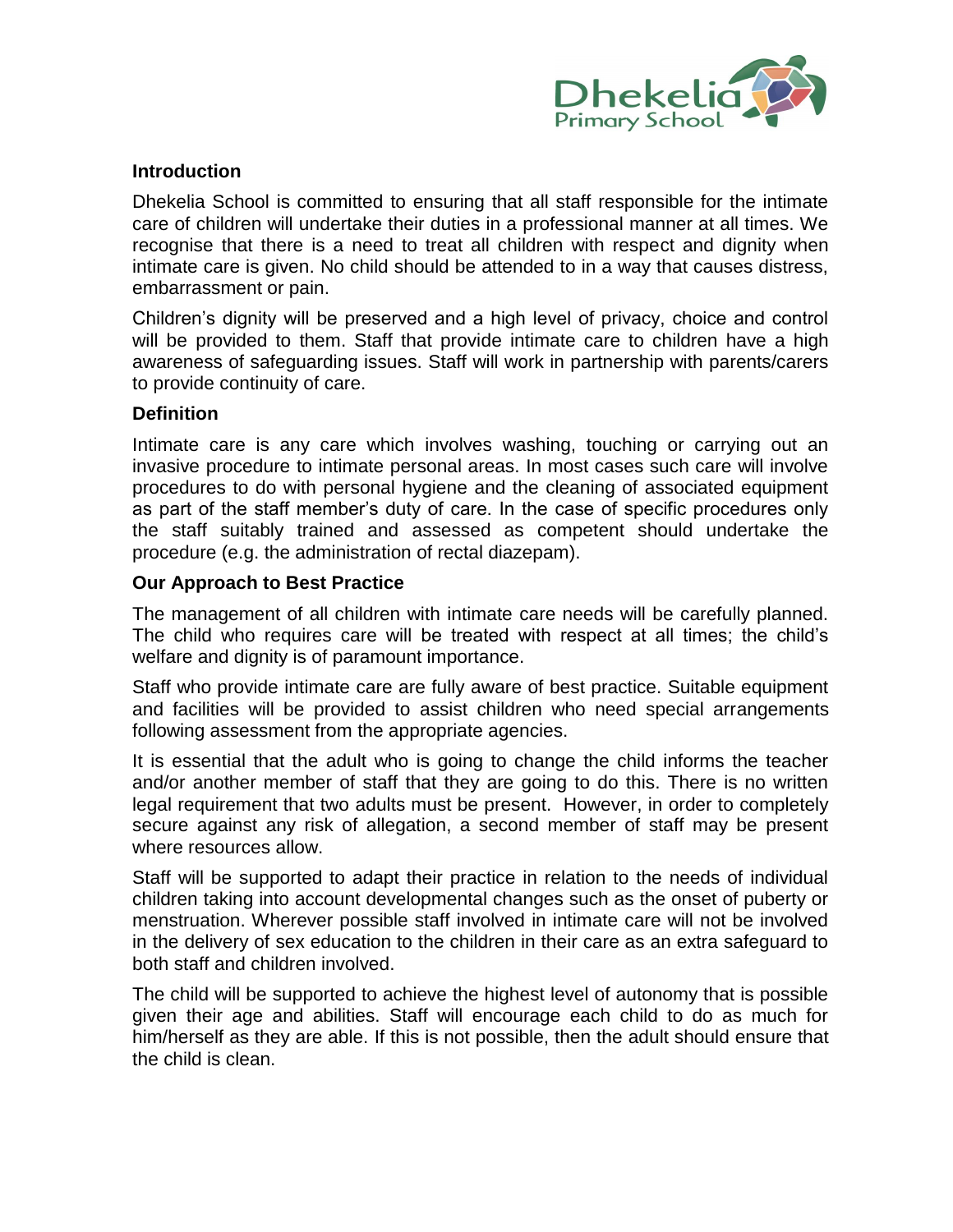## Introduction

Dhekelia School is committed to ensuring that all staff responsible for the intimate care of children will undertake their duties in a professional manner at all times. We recognise that there is a need to treat all children with respect and dignity when intimate care is given. No child should be attended to in a way that causes distress, embarrassment or pain.

Children's dignity will be preserved and a high level of privacy, choice and control will be provided to them. Staff that provide intimate care to children have a high awareness of safeguarding issues. Staff will work in partnership with parents/carers to provide continuity of care.

## Definition

Intimate care is any care which involves washing, touching or carrying out an invasive procedure to intimate personal areas. In most cases such care will involve procedures to do with personal hygiene and the cleaning of associated equipment as part of the staff member's duty of care. In the case of specific procedures only the staff suitably trained and assessed as competent should undertake the procedure (e.g. the administration of rectal diazepam).

## Our Approach to Best Practice

The management of all children with intimate care needs will be carefully planned. The child who requires care will be treated with respect at all times; the child's welfare and dignity is of paramount importance.

Staff who provide intimate care are fully aware of best practice. Suitable equipment and facilities will be provided to assist children who need special arrangements following assessment from the appropriate agencies.

It is essential that the adult who is going to change the child informs the teacher and/or another member of staff that they are going to do this. There is no written legal requirement that two adults must be present. However, in order to completely secure against any risk of allegation, a second member of staff may be present where resources allow.

Staff will be supported to adapt their practice in relation to the needs of individual children taking into account developmental changes such as the onset of puberty or menstruation. Wherever possible staff involved in intimate care will not be involved in the delivery of sex education to the children in their care as an extra safeguard to both staff and children involved.

The child will be supported to achieve the highest level of autonomy that is possible given their age and abilities. Staff will encourage each child to do as much for him/herself as they are able. If this is not possible, then the adult should ensure that the child is clean.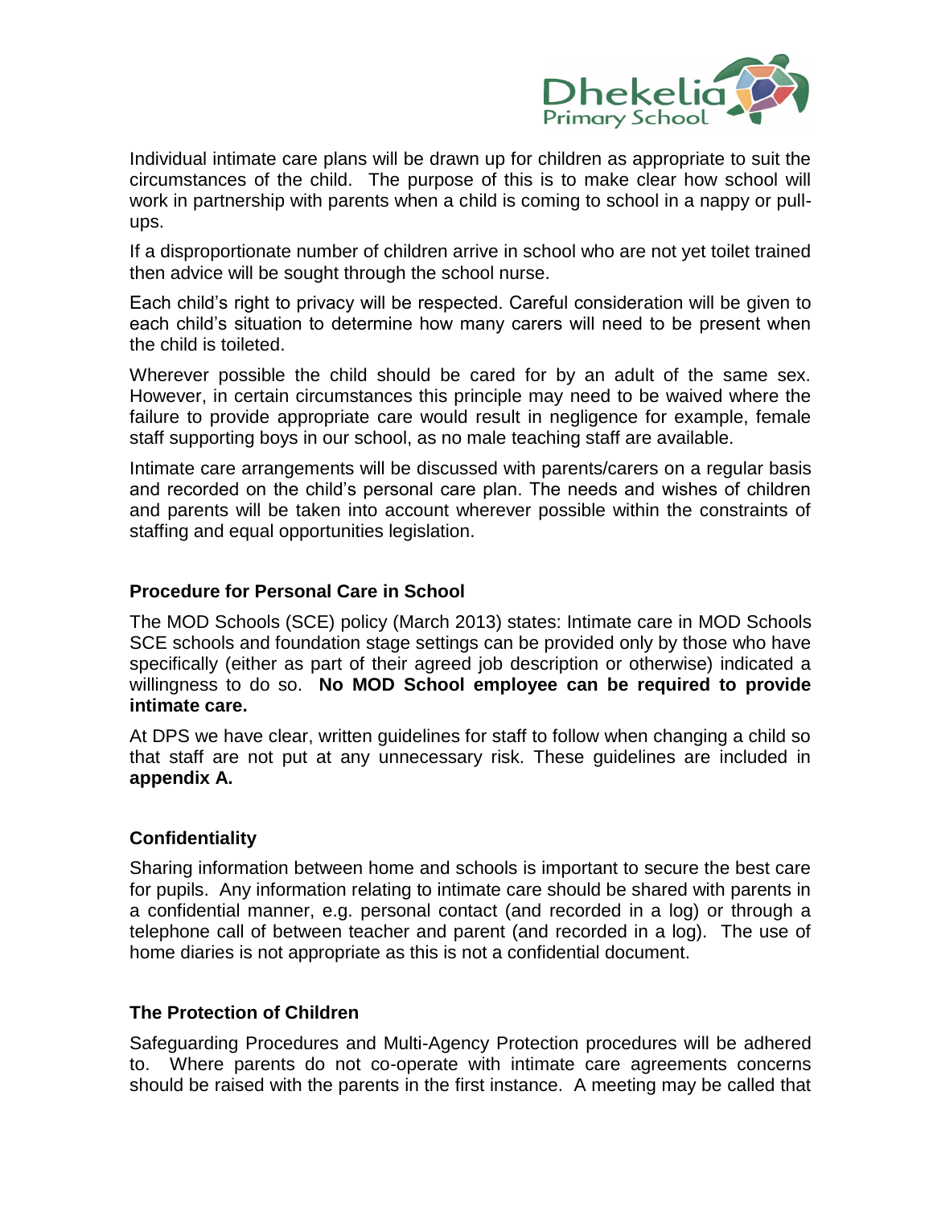Individual intimate care plans will be drawn up for children as appropriate to suit the circumstances of the child. The purpose of this is to make clear how school will work in partnership with parents when a child is coming to school in a nappy or pull-ups.

If a disproportionate number of children arrive in school who are not yet toilet trained then advice will be sought through the school nurse.

Each child's right to privacy will be respected. Careful consideration will be given to each child's situation to determine how many carers will need to be present when the child is toileted.

Wherever possible the child should be cared for by an adult of the same sex. However, in certain circumstances this principle may need to be waived where the failure to provide appropriate care would result in negligence for example, female staff supporting boys in our school, as no male teaching staff are available.

Intimate care arrangements will be discussed with parents/carers on a regular basis and recorded on the child's personal care plan. The needs and wishes of children and parents will be taken into account wherever possible within the constraints of staffing and equal opportunities legislation.

## Procedure for Personal Care in School

The MOD Schools (SCE) policy (March 2013) states: Intimate care in MOD Schools SCE schools and foundation stage settings can be provided only by those who have specifically (either as part of their agreed job description or otherwise) indicated a willingness to do so. **No MOD School employee can be required to provide intimate care.**

At DPS we have clear, written guidelines for staff to follow when changing a child so that staff are not put at any unnecessary risk. These guidelines are included in **appendix A.**

## Confidentiality

Sharing information between home and schools is important to secure the best care for pupils. Any information relating to intimate care should be shared with parents in a confidential manner, e.g. personal contact (and recorded in a log) or through a telephone call of between teacher and parent (and recorded in a log). The use of home diaries is not appropriate as this is not a confidential document.

## The Protection of Children

Safeguarding Procedures and Multi-Agency Protection procedures will be adhered to. Where parents do not co-operate with intimate care agreements concerns should be raised with the parents in the first instance. A meeting may be called that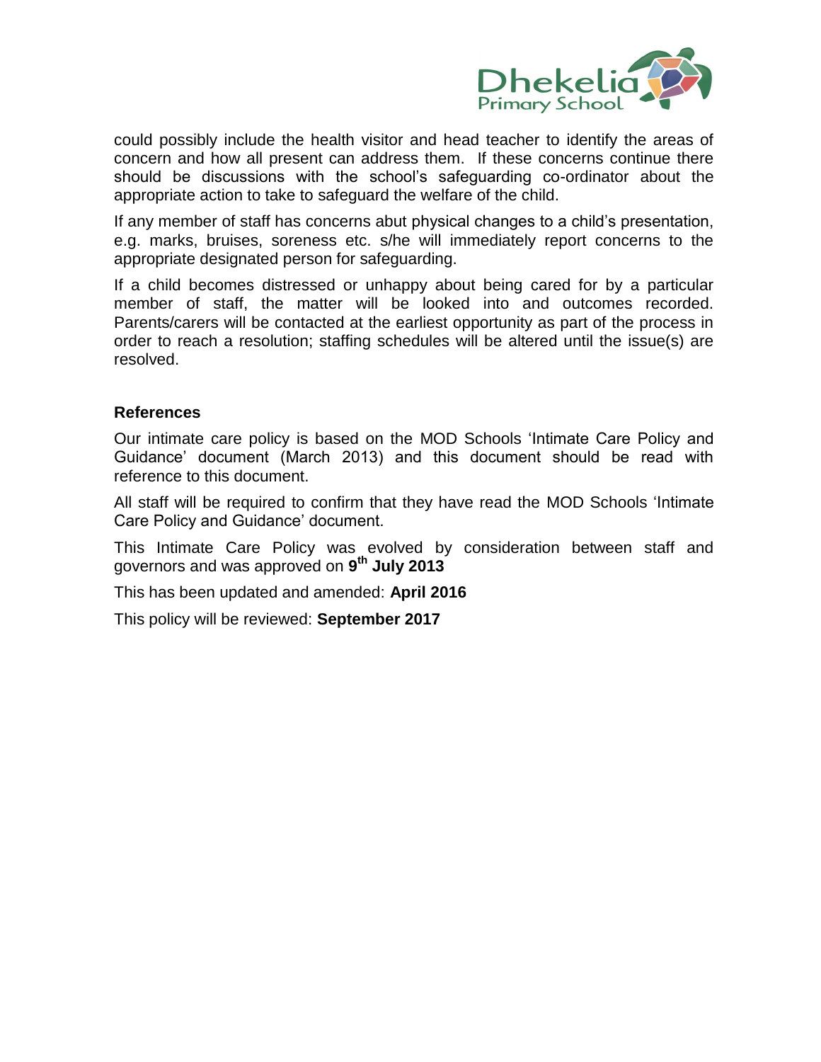could possibly include the health visitor and head teacher to identify the areas of concern and how all present can address them. If these concerns continue there should be discussions with the school's safeguarding co-ordinator about the appropriate action to take to safeguard the welfare of the child.

If any member of staff has concerns abut physical changes to a child's presentation, e.g. marks, bruises, soreness etc. s/he will immediately report concerns to the appropriate designated person for safeguarding.

If a child becomes distressed or unhappy about being cared for by a particular member of staff, the matter will be looked into and outcomes recorded. Parents/carers will be contacted at the earliest opportunity as part of the process in order to reach a resolution; staffing schedules will be altered until the issue(s) are resolved.

### References

Our intimate care policy is based on the MOD Schools 'Intimate Care Policy and Guidance' document (March 2013) and this document should be read with reference to this document.

All staff will be required to confirm that they have read the MOD Schools 'Intimate Care Policy and Guidance' document.

This Intimate Care Policy was evolved by consideration between staff and governors and was approved on **9th July 2013**

This has been updated and amended: **April 2016**

This policy will be reviewed: **September 2017**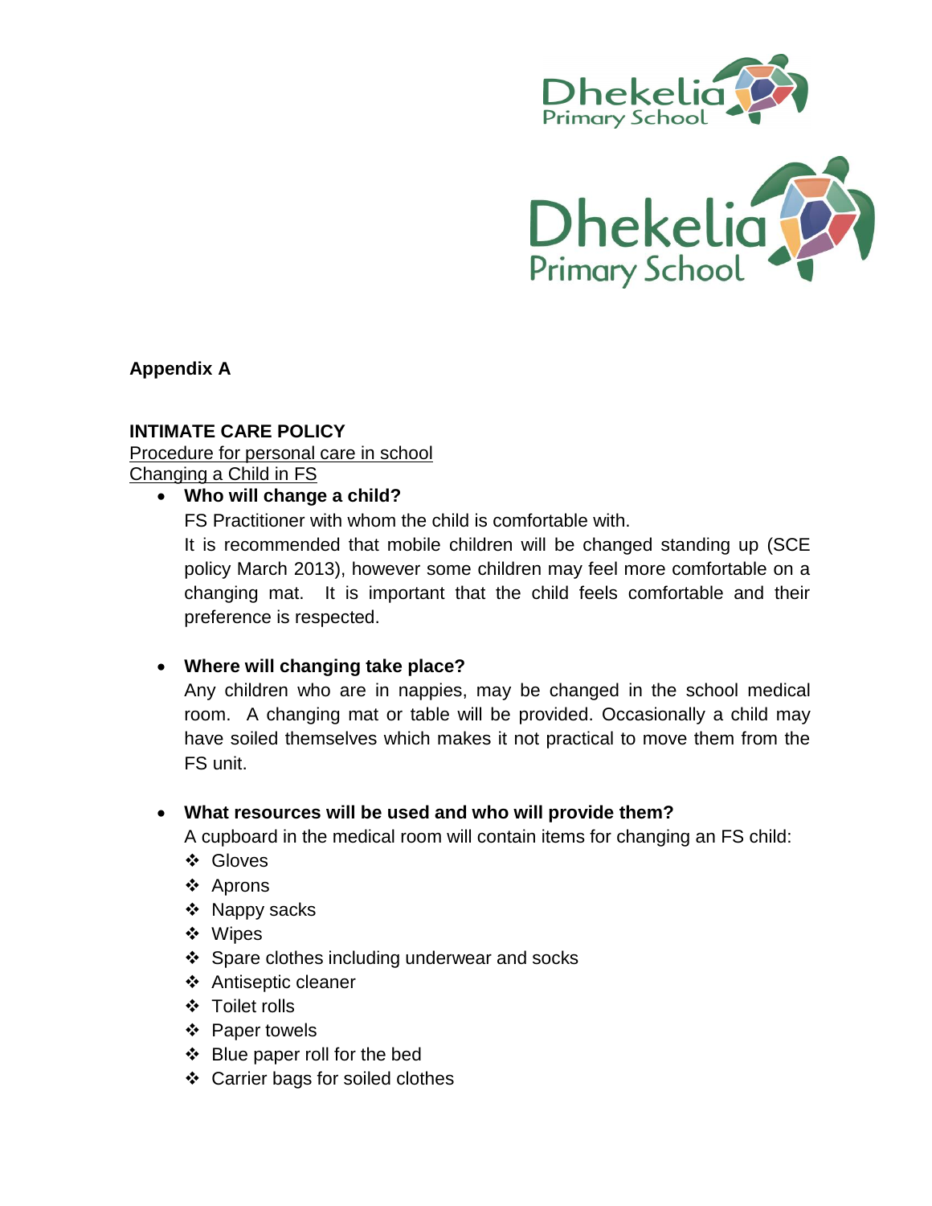**Appendix A**

**INTIMATE CARE POLICY**

Procedure for personal care in school

Changing a Child in FS

- **Who will change a child?**

  FS Practitioner with whom the child is comfortable with.

  It is recommended that mobile children will be changed standing up (SCE policy March 2013), however some children may feel more comfortable on a changing mat. It is important that the child feels comfortable and their preference is respected.

- **Where will changing take place?**

  Any children who are in nappies, may be changed in the school medical room. A changing mat or table will be provided. Occasionally a child may have soiled themselves which makes it not practical to move them from the FS unit.

- **What resources will be used and who will provide them?**

  A cupboard in the medical room will contain items for changing an FS child:

  - Gloves
  - Aprons
  - Nappy sacks
  - Wipes
  - Spare clothes including underwear and socks
  - Antiseptic cleaner
  - Toilet rolls
  - Paper towels
  - Blue paper roll for the bed
  - Carrier bags for soiled clothes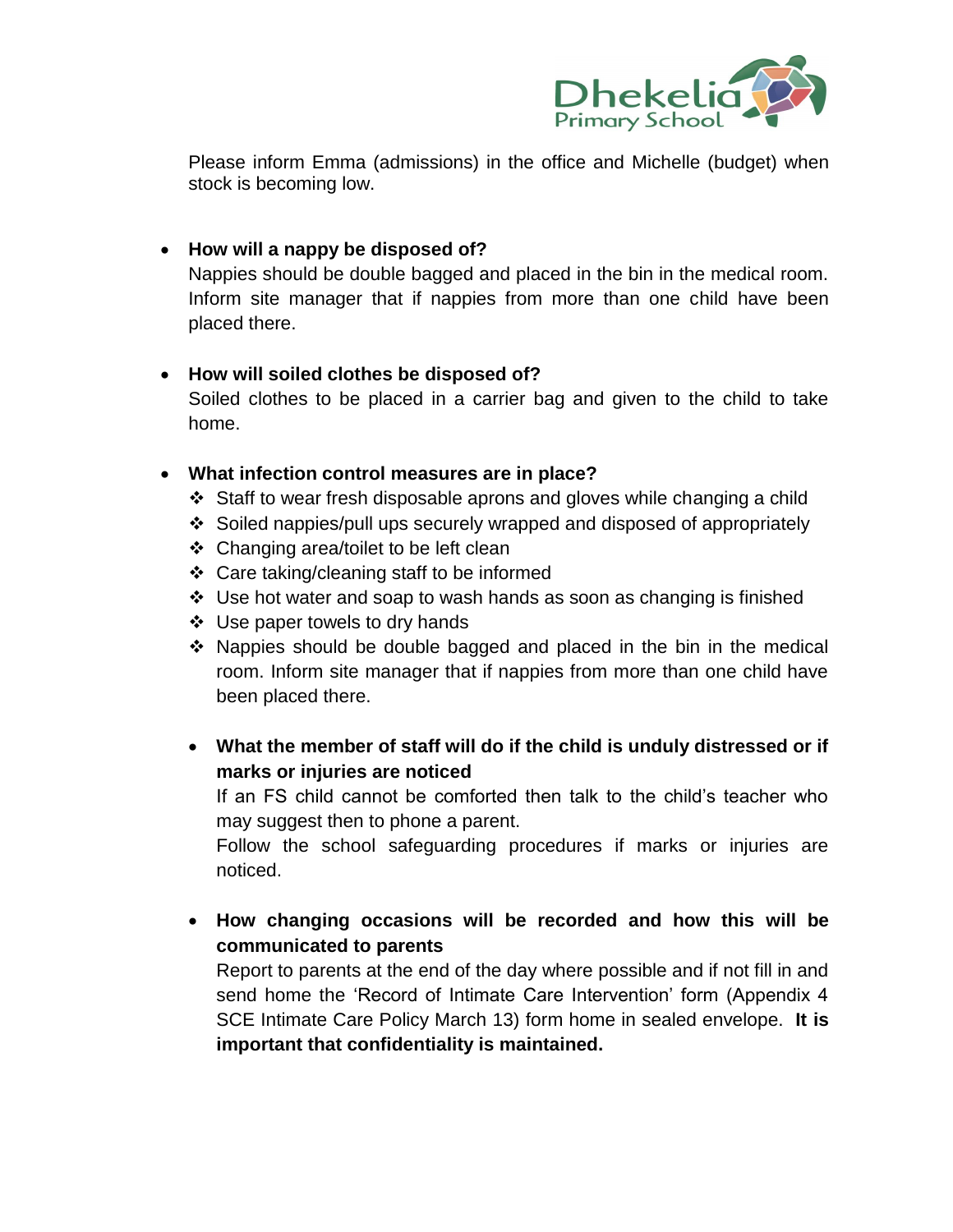Please inform Emma (admissions) in the office and Michelle (budget) when stock is becoming low.

- **How will a nappy be disposed of?**
  Nappies should be double bagged and placed in the bin in the medical room. Inform site manager that if nappies from more than one child have been placed there.

- **How will soiled clothes be disposed of?**
  Soiled clothes to be placed in a carrier bag and given to the child to take home.

- **What infection control measures are in place?**
  - Staff to wear fresh disposable aprons and gloves while changing a child
  - Soiled nappies/pull ups securely wrapped and disposed of appropriately
  - Changing area/toilet to be left clean
  - Care taking/cleaning staff to be informed
  - Use hot water and soap to wash hands as soon as changing is finished
  - Use paper towels to dry hands
  - Nappies should be double bagged and placed in the bin in the medical room. Inform site manager that if nappies from more than one child have been placed there.

  - **What the member of staff will do if the child is unduly distressed or if marks or injuries are noticed**
    If an FS child cannot be comforted then talk to the child's teacher who may suggest then to phone a parent.
    Follow the school safeguarding procedures if marks or injuries are noticed.

  - **How changing occasions will be recorded and how this will be communicated to parents**
    Report to parents at the end of the day where possible and if not fill in and send home the 'Record of Intimate Care Intervention' form (Appendix 4 SCE Intimate Care Policy March 13) form home in sealed envelope. **It is important that confidentiality is maintained.**